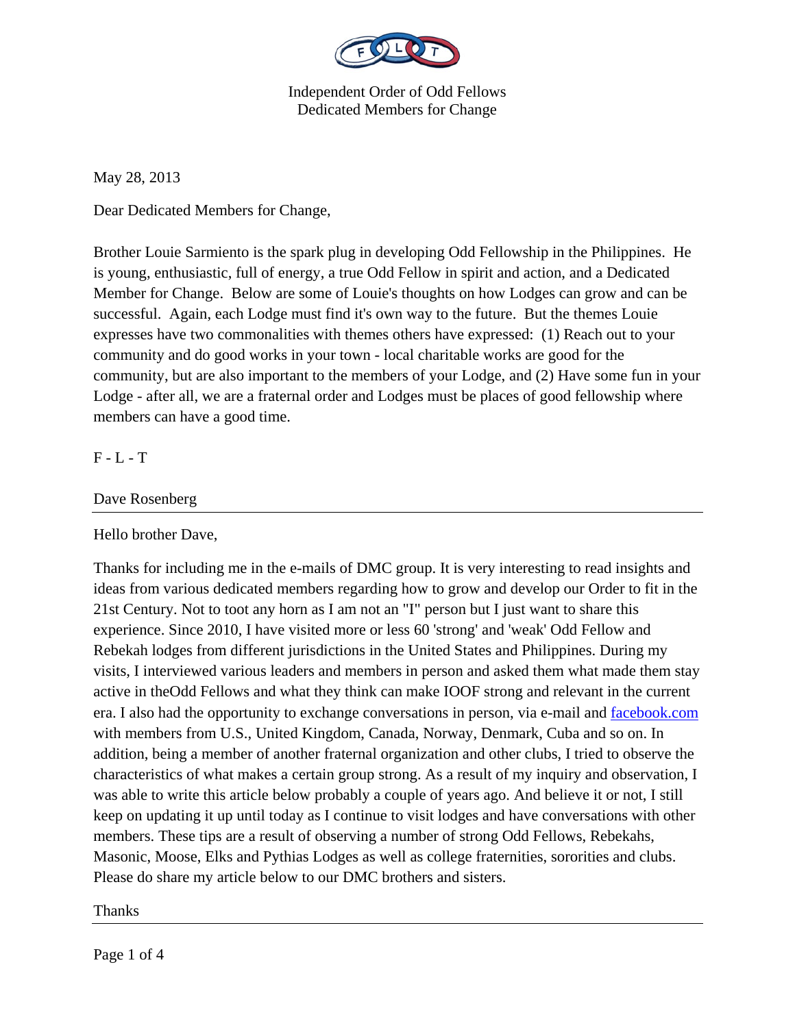Independent Order of Odd Fellows
Dedicated Members for Change

May 28, 2013

Dear Dedicated Members for Change,

Brother Louie Sarmiento is the spark plug in developing Odd Fellowship in the Philippines. He is young, enthusiastic, full of energy, a true Odd Fellow in spirit and action, and a Dedicated Member for Change. Below are some of Louie's thoughts on how Lodges can grow and can be successful. Again, each Lodge must find it's own way to the future. But the themes Louie expresses have two commonalities with themes others have expressed: (1) Reach out to your community and do good works in your town - local charitable works are good for the community, but are also important to the members of your Lodge, and (2) Have some fun in your Lodge - after all, we are a fraternal order and Lodges must be places of good fellowship where members can have a good time.

F - L - T

Dave Rosenberg

---

Hello brother Dave,

Thanks for including me in the e-mails of DMC group. It is very interesting to read insights and ideas from various dedicated members regarding how to grow and develop our Order to fit in the 21st Century. Not to toot any horn as I am not an "I" person but I just want to share this experience. Since 2010, I have visited more or less 60 'strong' and 'weak' Odd Fellow and Rebekah lodges from different jurisdictions in the United States and Philippines. During my visits, I interviewed various leaders and members in person and asked them what made them stay active in theOdd Fellows and what they think can make IOOF strong and relevant in the current era. I also had the opportunity to exchange conversations in person, via e-mail and [facebook.com](facebook.com) with members from U.S., United Kingdom, Canada, Norway, Denmark, Cuba and so on. In addition, being a member of another fraternal organization and other clubs, I tried to observe the characteristics of what makes a certain group strong. As a result of my inquiry and observation, I was able to write this article below probably a couple of years ago. And believe it or not, I still keep on updating it up until today as I continue to visit lodges and have conversations with other members. These tips are a result of observing a number of strong Odd Fellows, Rebekahs, Masonic, Moose, Elks and Pythias Lodges as well as college fraternities, sororities and clubs. Please do share my article below to our DMC brothers and sisters.

Thanks

---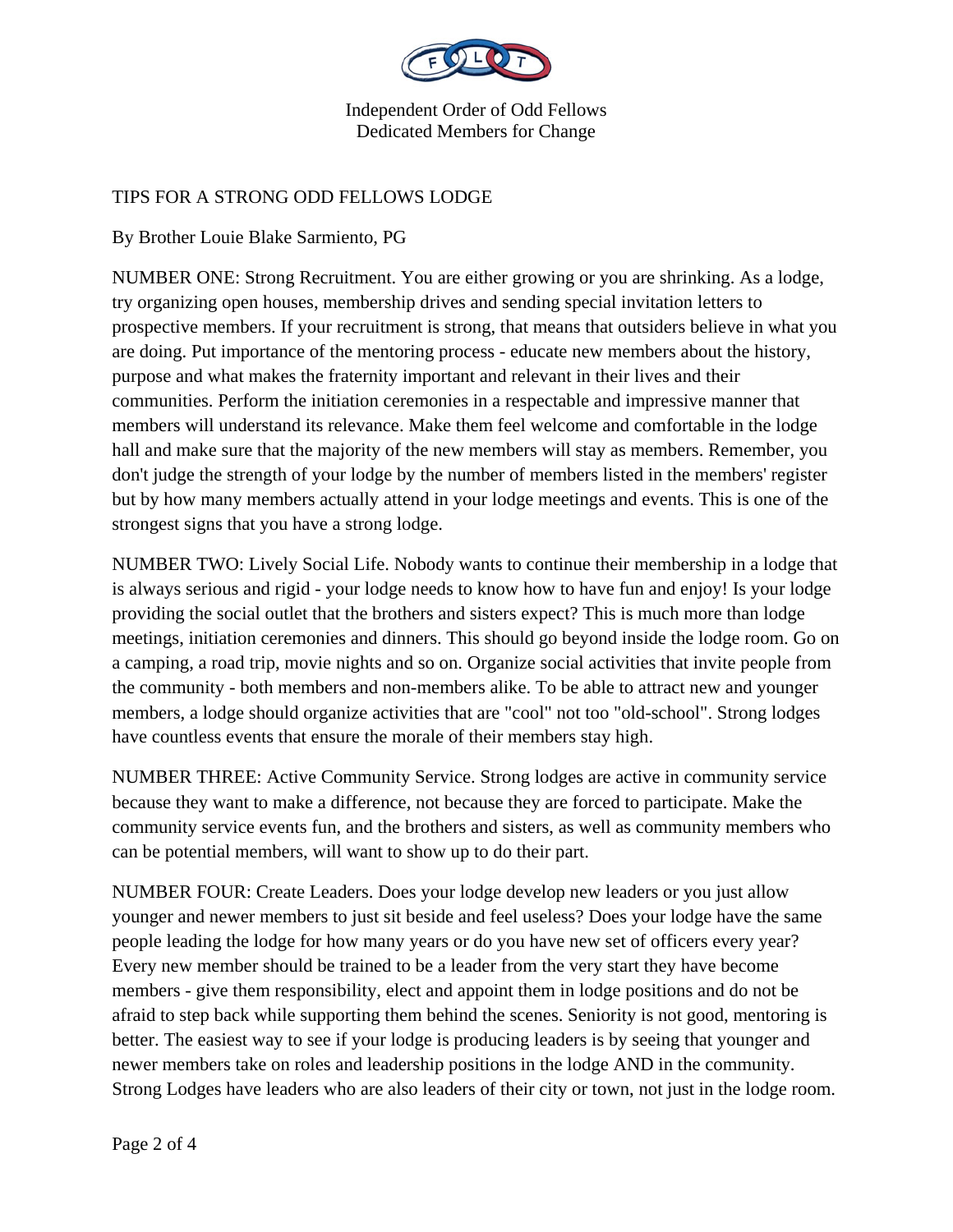Independent Order of Odd Fellows
Dedicated Members for Change

# TIPS FOR A STRONG ODD FELLOWS LODGE

By Brother Louie Blake Sarmiento, PG

NUMBER ONE: Strong Recruitment. You are either growing or you are shrinking. As a lodge, try organizing open houses, membership drives and sending special invitation letters to prospective members. If your recruitment is strong, that means that outsiders believe in what you are doing. Put importance of the mentoring process - educate new members about the history, purpose and what makes the fraternity important and relevant in their lives and their communities. Perform the initiation ceremonies in a respectable and impressive manner that members will understand its relevance. Make them feel welcome and comfortable in the lodge hall and make sure that the majority of the new members will stay as members. Remember, you don't judge the strength of your lodge by the number of members listed in the members' register but by how many members actually attend in your lodge meetings and events. This is one of the strongest signs that you have a strong lodge.

NUMBER TWO: Lively Social Life. Nobody wants to continue their membership in a lodge that is always serious and rigid - your lodge needs to know how to have fun and enjoy! Is your lodge providing the social outlet that the brothers and sisters expect? This is much more than lodge meetings, initiation ceremonies and dinners. This should go beyond inside the lodge room. Go on a camping, a road trip, movie nights and so on. Organize social activities that invite people from the community - both members and non-members alike. To be able to attract new and younger members, a lodge should organize activities that are "cool" not too "old-school". Strong lodges have countless events that ensure the morale of their members stay high.

NUMBER THREE: Active Community Service. Strong lodges are active in community service because they want to make a difference, not because they are forced to participate. Make the community service events fun, and the brothers and sisters, as well as community members who can be potential members, will want to show up to do their part.

NUMBER FOUR: Create Leaders. Does your lodge develop new leaders or you just allow younger and newer members to just sit beside and feel useless? Does your lodge have the same people leading the lodge for how many years or do you have new set of officers every year? Every new member should be trained to be a leader from the very start they have become members - give them responsibility, elect and appoint them in lodge positions and do not be afraid to step back while supporting them behind the scenes. Seniority is not good, mentoring is better. The easiest way to see if your lodge is producing leaders is by seeing that younger and newer members take on roles and leadership positions in the lodge AND in the community. Strong Lodges have leaders who are also leaders of their city or town, not just in the lodge room.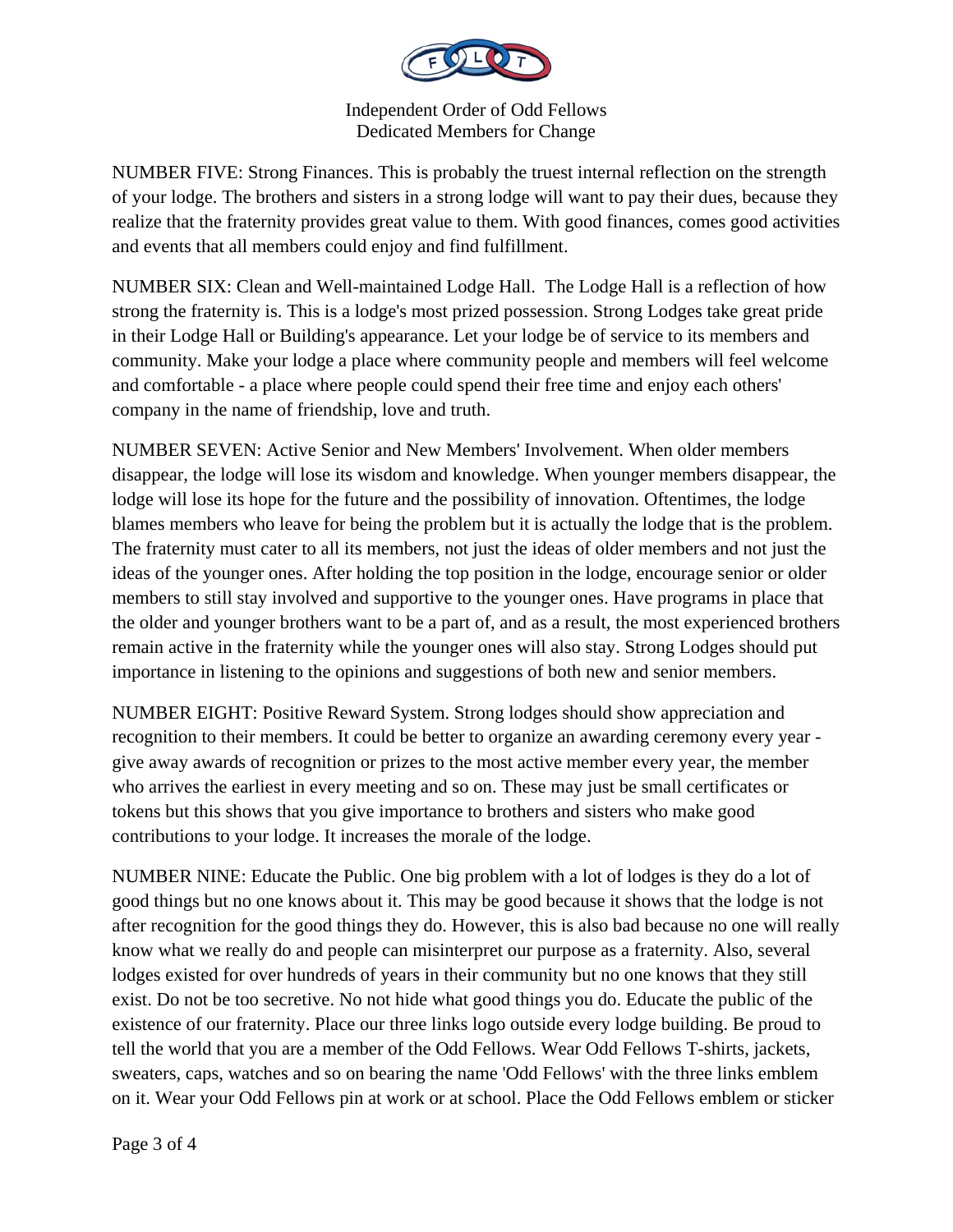NUMBER FIVE: Strong Finances. This is probably the truest internal reflection on the strength of your lodge. The brothers and sisters in a strong lodge will want to pay their dues, because they realize that the fraternity provides great value to them. With good finances, comes good activities and events that all members could enjoy and find fulfillment.

NUMBER SIX: Clean and Well-maintained Lodge Hall. The Lodge Hall is a reflection of how strong the fraternity is. This is a lodge's most prized possession. Strong Lodges take great pride in their Lodge Hall or Building's appearance. Let your lodge be of service to its members and community. Make your lodge a place where community people and members will feel welcome and comfortable - a place where people could spend their free time and enjoy each others' company in the name of friendship, love and truth.

NUMBER SEVEN: Active Senior and New Members' Involvement. When older members disappear, the lodge will lose its wisdom and knowledge. When younger members disappear, the lodge will lose its hope for the future and the possibility of innovation. Oftentimes, the lodge blames members who leave for being the problem but it is actually the lodge that is the problem. The fraternity must cater to all its members, not just the ideas of older members and not just the ideas of the younger ones. After holding the top position in the lodge, encourage senior or older members to still stay involved and supportive to the younger ones. Have programs in place that the older and younger brothers want to be a part of, and as a result, the most experienced brothers remain active in the fraternity while the younger ones will also stay. Strong Lodges should put importance in listening to the opinions and suggestions of both new and senior members.

NUMBER EIGHT: Positive Reward System. Strong lodges should show appreciation and recognition to their members. It could be better to organize an awarding ceremony every year - give away awards of recognition or prizes to the most active member every year, the member who arrives the earliest in every meeting and so on. These may just be small certificates or tokens but this shows that you give importance to brothers and sisters who make good contributions to your lodge. It increases the morale of the lodge.

NUMBER NINE: Educate the Public. One big problem with a lot of lodges is they do a lot of good things but no one knows about it. This may be good because it shows that the lodge is not after recognition for the good things they do. However, this is also bad because no one will really know what we really do and people can misinterpret our purpose as a fraternity. Also, several lodges existed for over hundreds of years in their community but no one knows that they still exist. Do not be too secretive. No not hide what good things you do. Educate the public of the existence of our fraternity. Place our three links logo outside every lodge building. Be proud to tell the world that you are a member of the Odd Fellows. Wear Odd Fellows T-shirts, jackets, sweaters, caps, watches and so on bearing the name 'Odd Fellows' with the three links emblem on it. Wear your Odd Fellows pin at work or at school. Place the Odd Fellows emblem or sticker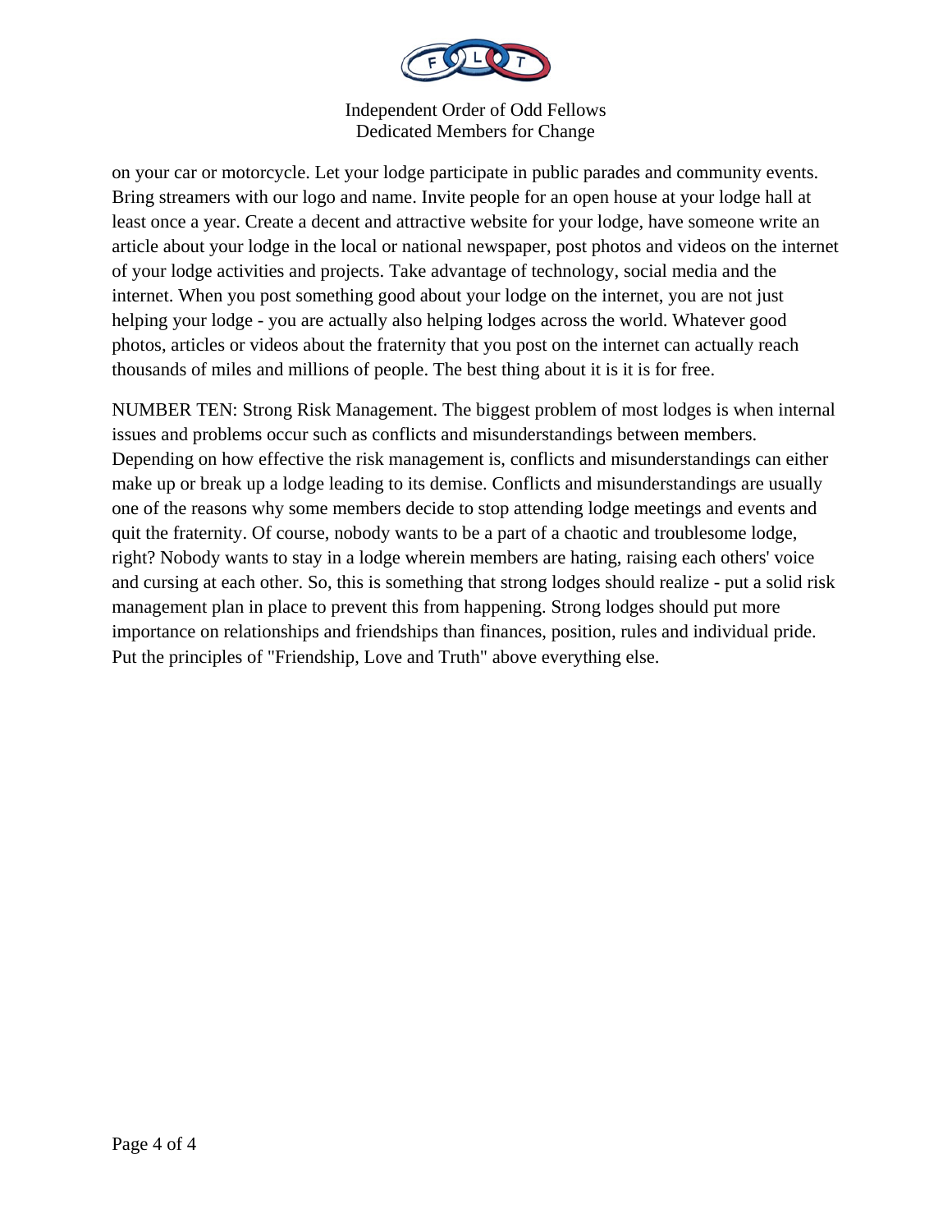on your car or motorcycle. Let your lodge participate in public parades and community events. Bring streamers with our logo and name. Invite people for an open house at your lodge hall at least once a year. Create a decent and attractive website for your lodge, have someone write an article about your lodge in the local or national newspaper, post photos and videos on the internet of your lodge activities and projects. Take advantage of technology, social media and the internet. When you post something good about your lodge on the internet, you are not just helping your lodge - you are actually also helping lodges across the world. Whatever good photos, articles or videos about the fraternity that you post on the internet can actually reach thousands of miles and millions of people. The best thing about it is it is for free.

NUMBER TEN: Strong Risk Management. The biggest problem of most lodges is when internal issues and problems occur such as conflicts and misunderstandings between members. Depending on how effective the risk management is, conflicts and misunderstandings can either make up or break up a lodge leading to its demise. Conflicts and misunderstandings are usually one of the reasons why some members decide to stop attending lodge meetings and events and quit the fraternity. Of course, nobody wants to be a part of a chaotic and troublesome lodge, right? Nobody wants to stay in a lodge wherein members are hating, raising each others' voice and cursing at each other. So, this is something that strong lodges should realize - put a solid risk management plan in place to prevent this from happening. Strong lodges should put more importance on relationships and friendships than finances, position, rules and individual pride. Put the principles of "Friendship, Love and Truth" above everything else.